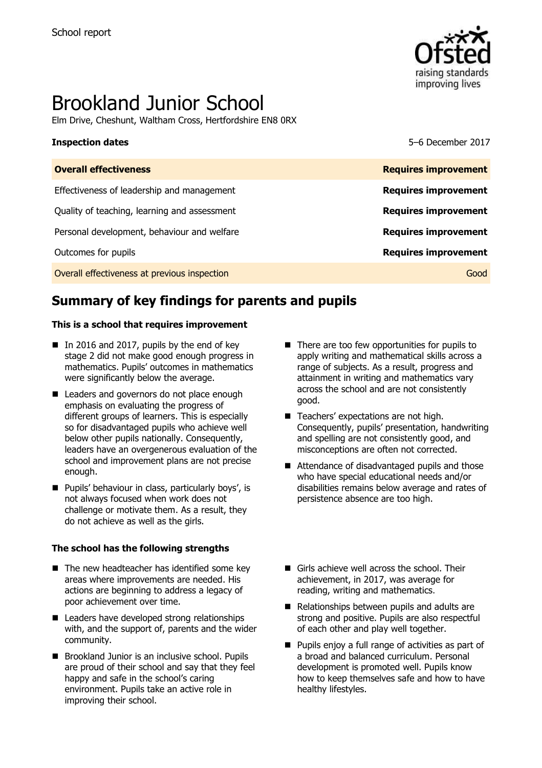School report

# Brookland Junior School

Elm Drive, Cheshunt, Waltham Cross, Hertfordshire EN8 0RX

**Inspection dates** 5–6 December 2017

| **Overall effectiveness** | **Requires improvement** |
| --- | --- |
| Effectiveness of leadership and management | **Requires improvement** |
| Quality of teaching, learning and assessment | **Requires improvement** |
| Personal development, behaviour and welfare | **Requires improvement** |
| Outcomes for pupils | **Requires improvement** |
| Overall effectiveness at previous inspection | Good |

## Summary of key findings for parents and pupils

**This is a school that requires improvement**

- In 2016 and 2017, pupils by the end of key stage 2 did not make good enough progress in mathematics. Pupils' outcomes in mathematics were significantly below the average.
- Leaders and governors do not place enough emphasis on evaluating the progress of different groups of learners. This is especially so for disadvantaged pupils who achieve well below other pupils nationally. Consequently, leaders have an overgenerous evaluation of the school and improvement plans are not precise enough.
- Pupils' behaviour in class, particularly boys', is not always focused when work does not challenge or motivate them. As a result, they do not achieve as well as the girls.
- There are too few opportunities for pupils to apply writing and mathematical skills across a range of subjects. As a result, progress and attainment in writing and mathematics vary across the school and are not consistently good.
- Teachers' expectations are not high. Consequently, pupils' presentation, handwriting and spelling are not consistently good, and misconceptions are often not corrected.
- Attendance of disadvantaged pupils and those who have special educational needs and/or disabilities remains below average and rates of persistence absence are too high.

**The school has the following strengths**

- The new headteacher has identified some key areas where improvements are needed. His actions are beginning to address a legacy of poor achievement over time.
- Leaders have developed strong relationships with, and the support of, parents and the wider community.
- Brookland Junior is an inclusive school. Pupils are proud of their school and say that they feel happy and safe in the school's caring environment. Pupils take an active role in improving their school.
- Girls achieve well across the school. Their achievement, in 2017, was average for reading, writing and mathematics.
- Relationships between pupils and adults are strong and positive. Pupils are also respectful of each other and play well together.
- Pupils enjoy a full range of activities as part of a broad and balanced curriculum. Personal development is promoted well. Pupils know how to keep themselves safe and how to have healthy lifestyles.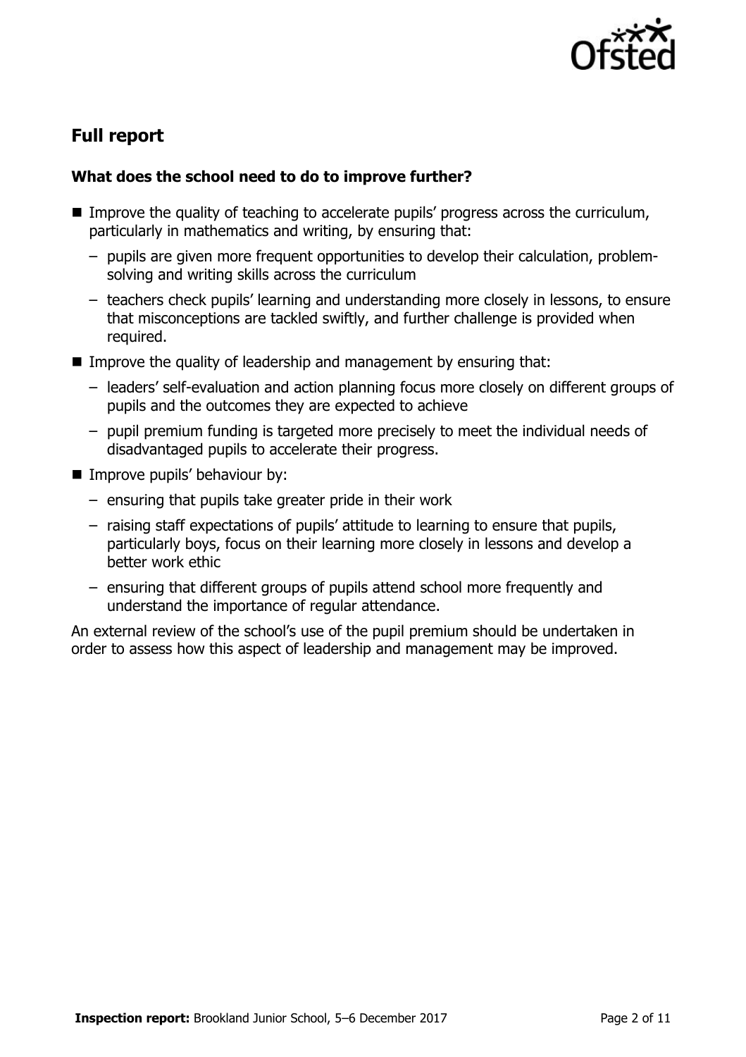## Full report

### What does the school need to do to improve further?

- Improve the quality of teaching to accelerate pupils' progress across the curriculum, particularly in mathematics and writing, by ensuring that:
  - pupils are given more frequent opportunities to develop their calculation, problem-solving and writing skills across the curriculum
  - teachers check pupils' learning and understanding more closely in lessons, to ensure that misconceptions are tackled swiftly, and further challenge is provided when required.
- Improve the quality of leadership and management by ensuring that:
  - leaders' self-evaluation and action planning focus more closely on different groups of pupils and the outcomes they are expected to achieve
  - pupil premium funding is targeted more precisely to meet the individual needs of disadvantaged pupils to accelerate their progress.
- Improve pupils' behaviour by:
  - ensuring that pupils take greater pride in their work
  - raising staff expectations of pupils' attitude to learning to ensure that pupils, particularly boys, focus on their learning more closely in lessons and develop a better work ethic
  - ensuring that different groups of pupils attend school more frequently and understand the importance of regular attendance.

An external review of the school's use of the pupil premium should be undertaken in order to assess how this aspect of leadership and management may be improved.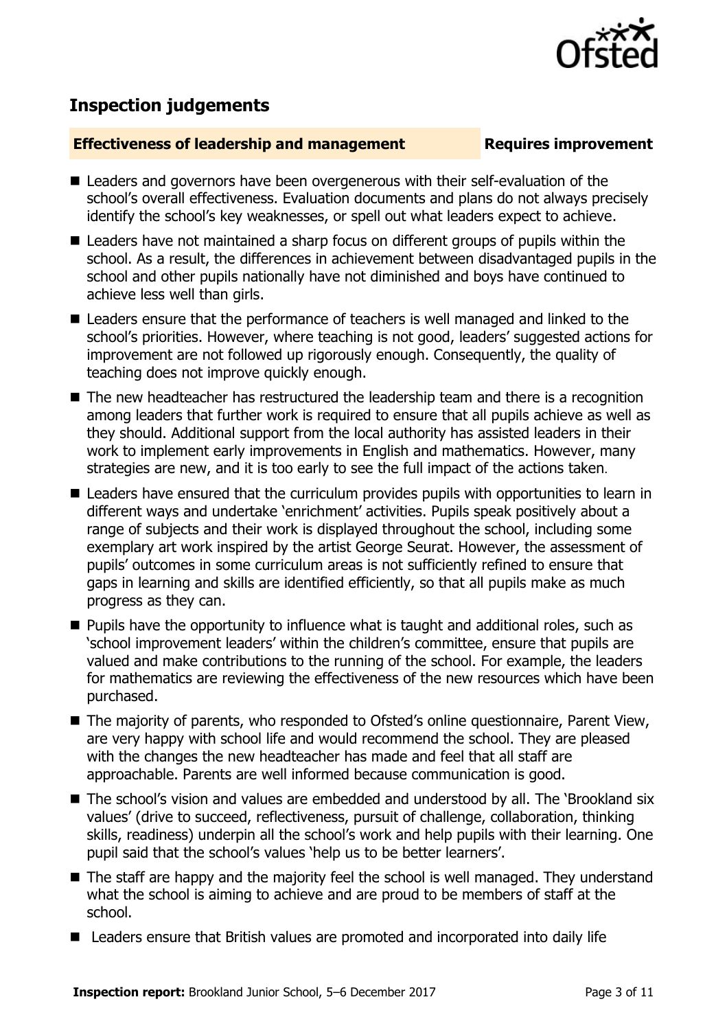## Inspection judgements

| **Effectiveness of leadership and management** | **Requires improvement** |
| --- | --- |

- Leaders and governors have been overgenerous with their self-evaluation of the school's overall effectiveness. Evaluation documents and plans do not always precisely identify the school's key weaknesses, or spell out what leaders expect to achieve.
- Leaders have not maintained a sharp focus on different groups of pupils within the school. As a result, the differences in achievement between disadvantaged pupils in the school and other pupils nationally have not diminished and boys have continued to achieve less well than girls.
- Leaders ensure that the performance of teachers is well managed and linked to the school's priorities. However, where teaching is not good, leaders' suggested actions for improvement are not followed up rigorously enough. Consequently, the quality of teaching does not improve quickly enough.
- The new headteacher has restructured the leadership team and there is a recognition among leaders that further work is required to ensure that all pupils achieve as well as they should. Additional support from the local authority has assisted leaders in their work to implement early improvements in English and mathematics. However, many strategies are new, and it is too early to see the full impact of the actions taken.
- Leaders have ensured that the curriculum provides pupils with opportunities to learn in different ways and undertake 'enrichment' activities. Pupils speak positively about a range of subjects and their work is displayed throughout the school, including some exemplary art work inspired by the artist George Seurat. However, the assessment of pupils' outcomes in some curriculum areas is not sufficiently refined to ensure that gaps in learning and skills are identified efficiently, so that all pupils make as much progress as they can.
- Pupils have the opportunity to influence what is taught and additional roles, such as 'school improvement leaders' within the children's committee, ensure that pupils are valued and make contributions to the running of the school. For example, the leaders for mathematics are reviewing the effectiveness of the new resources which have been purchased.
- The majority of parents, who responded to Ofsted's online questionnaire, Parent View, are very happy with school life and would recommend the school. They are pleased with the changes the new headteacher has made and feel that all staff are approachable. Parents are well informed because communication is good.
- The school's vision and values are embedded and understood by all. The 'Brookland six values' (drive to succeed, reflectiveness, pursuit of challenge, collaboration, thinking skills, readiness) underpin all the school's work and help pupils with their learning. One pupil said that the school's values 'help us to be better learners'.
- The staff are happy and the majority feel the school is well managed. They understand what the school is aiming to achieve and are proud to be members of staff at the school.
- Leaders ensure that British values are promoted and incorporated into daily life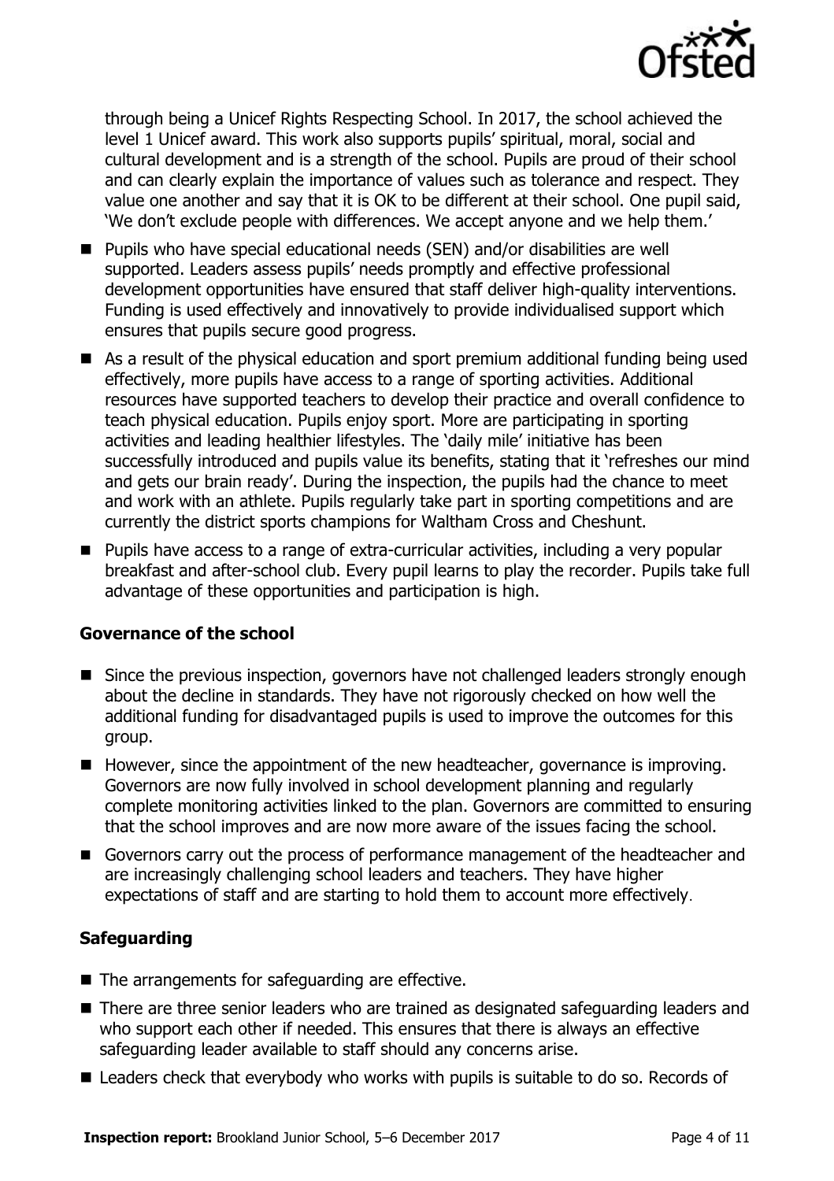through being a Unicef Rights Respecting School. In 2017, the school achieved the level 1 Unicef award. This work also supports pupils' spiritual, moral, social and cultural development and is a strength of the school. Pupils are proud of their school and can clearly explain the importance of values such as tolerance and respect. They value one another and say that it is OK to be different at their school. One pupil said, 'We don't exclude people with differences. We accept anyone and we help them.'

- Pupils who have special educational needs (SEN) and/or disabilities are well supported. Leaders assess pupils' needs promptly and effective professional development opportunities have ensured that staff deliver high-quality interventions. Funding is used effectively and innovatively to provide individualised support which ensures that pupils secure good progress.
- As a result of the physical education and sport premium additional funding being used effectively, more pupils have access to a range of sporting activities. Additional resources have supported teachers to develop their practice and overall confidence to teach physical education. Pupils enjoy sport. More are participating in sporting activities and leading healthier lifestyles. The 'daily mile' initiative has been successfully introduced and pupils value its benefits, stating that it 'refreshes our mind and gets our brain ready'. During the inspection, the pupils had the chance to meet and work with an athlete. Pupils regularly take part in sporting competitions and are currently the district sports champions for Waltham Cross and Cheshunt.
- Pupils have access to a range of extra-curricular activities, including a very popular breakfast and after-school club. Every pupil learns to play the recorder. Pupils take full advantage of these opportunities and participation is high.

### Governance of the school

- Since the previous inspection, governors have not challenged leaders strongly enough about the decline in standards. They have not rigorously checked on how well the additional funding for disadvantaged pupils is used to improve the outcomes for this group.
- However, since the appointment of the new headteacher, governance is improving. Governors are now fully involved in school development planning and regularly complete monitoring activities linked to the plan. Governors are committed to ensuring that the school improves and are now more aware of the issues facing the school.
- Governors carry out the process of performance management of the headteacher and are increasingly challenging school leaders and teachers. They have higher expectations of staff and are starting to hold them to account more effectively.

### Safeguarding

- The arrangements for safeguarding are effective.
- There are three senior leaders who are trained as designated safeguarding leaders and who support each other if needed. This ensures that there is always an effective safeguarding leader available to staff should any concerns arise.
- Leaders check that everybody who works with pupils is suitable to do so. Records of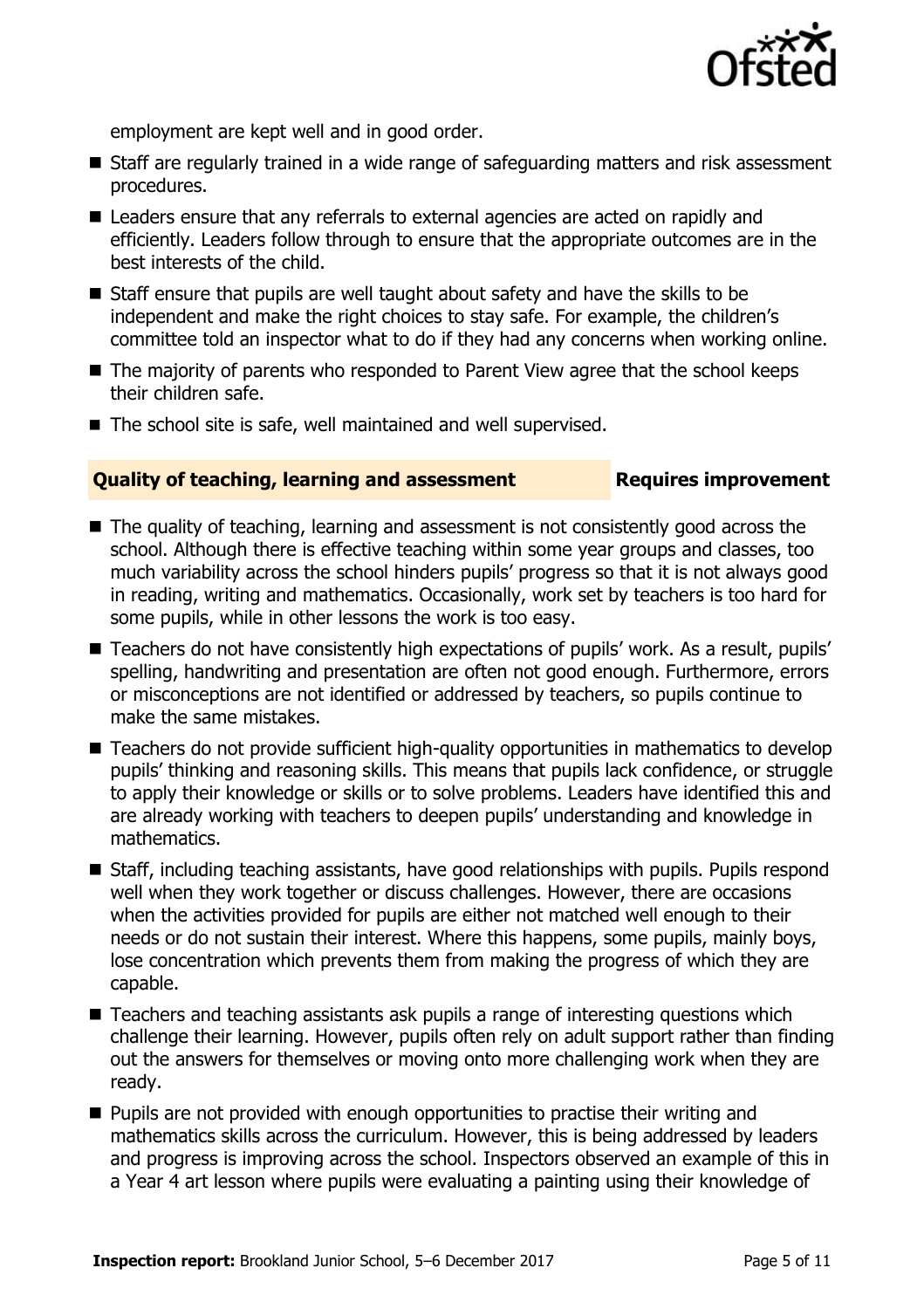employment are kept well and in good order.

- Staff are regularly trained in a wide range of safeguarding matters and risk assessment procedures.
- Leaders ensure that any referrals to external agencies are acted on rapidly and efficiently. Leaders follow through to ensure that the appropriate outcomes are in the best interests of the child.
- Staff ensure that pupils are well taught about safety and have the skills to be independent and make the right choices to stay safe. For example, the children's committee told an inspector what to do if they had any concerns when working online.
- The majority of parents who responded to Parent View agree that the school keeps their children safe.
- The school site is safe, well maintained and well supervised.

## Quality of teaching, learning and assessment — Requires improvement

- The quality of teaching, learning and assessment is not consistently good across the school. Although there is effective teaching within some year groups and classes, too much variability across the school hinders pupils' progress so that it is not always good in reading, writing and mathematics. Occasionally, work set by teachers is too hard for some pupils, while in other lessons the work is too easy.
- Teachers do not have consistently high expectations of pupils' work. As a result, pupils' spelling, handwriting and presentation are often not good enough. Furthermore, errors or misconceptions are not identified or addressed by teachers, so pupils continue to make the same mistakes.
- Teachers do not provide sufficient high-quality opportunities in mathematics to develop pupils' thinking and reasoning skills. This means that pupils lack confidence, or struggle to apply their knowledge or skills or to solve problems. Leaders have identified this and are already working with teachers to deepen pupils' understanding and knowledge in mathematics.
- Staff, including teaching assistants, have good relationships with pupils. Pupils respond well when they work together or discuss challenges. However, there are occasions when the activities provided for pupils are either not matched well enough to their needs or do not sustain their interest. Where this happens, some pupils, mainly boys, lose concentration which prevents them from making the progress of which they are capable.
- Teachers and teaching assistants ask pupils a range of interesting questions which challenge their learning. However, pupils often rely on adult support rather than finding out the answers for themselves or moving onto more challenging work when they are ready.
- Pupils are not provided with enough opportunities to practise their writing and mathematics skills across the curriculum. However, this is being addressed by leaders and progress is improving across the school. Inspectors observed an example of this in a Year 4 art lesson where pupils were evaluating a painting using their knowledge of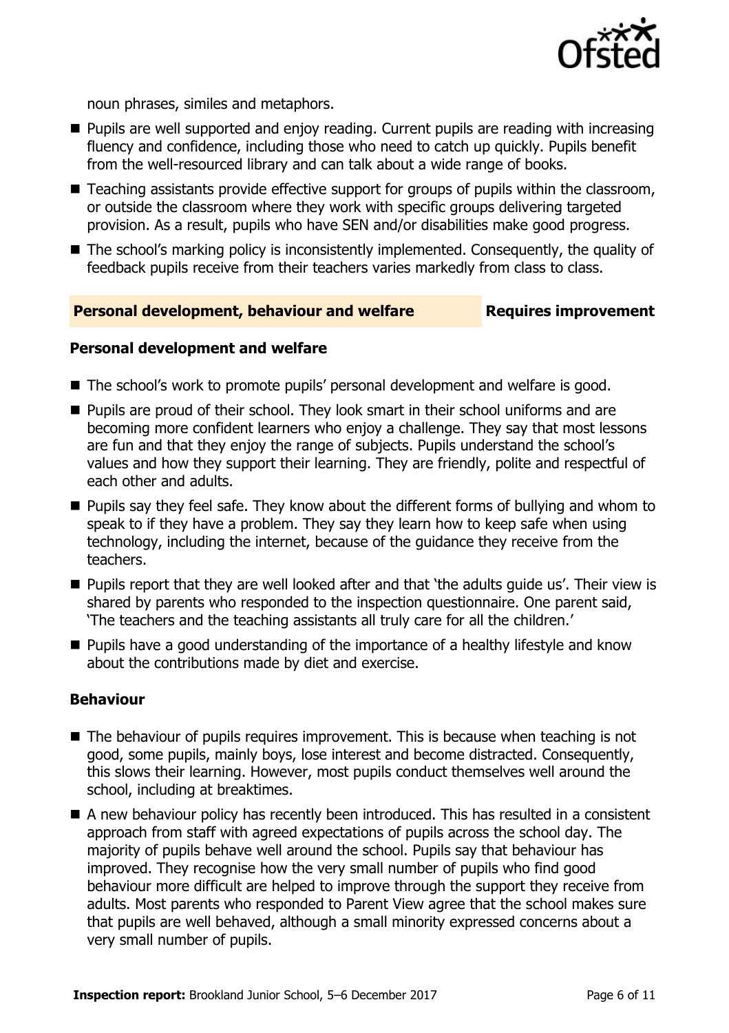noun phrases, similes and metaphors.

- Pupils are well supported and enjoy reading. Current pupils are reading with increasing fluency and confidence, including those who need to catch up quickly. Pupils benefit from the well-resourced library and can talk about a wide range of books.
- Teaching assistants provide effective support for groups of pupils within the classroom, or outside the classroom where they work with specific groups delivering targeted provision. As a result, pupils who have SEN and/or disabilities make good progress.
- The school's marking policy is inconsistently implemented. Consequently, the quality of feedback pupils receive from their teachers varies markedly from class to class.

## Personal development, behaviour and welfare — Requires improvement

### Personal development and welfare

- The school's work to promote pupils' personal development and welfare is good.
- Pupils are proud of their school. They look smart in their school uniforms and are becoming more confident learners who enjoy a challenge. They say that most lessons are fun and that they enjoy the range of subjects. Pupils understand the school's values and how they support their learning. They are friendly, polite and respectful of each other and adults.
- Pupils say they feel safe. They know about the different forms of bullying and whom to speak to if they have a problem. They say they learn how to keep safe when using technology, including the internet, because of the guidance they receive from the teachers.
- Pupils report that they are well looked after and that 'the adults guide us'. Their view is shared by parents who responded to the inspection questionnaire. One parent said, 'The teachers and the teaching assistants all truly care for all the children.'
- Pupils have a good understanding of the importance of a healthy lifestyle and know about the contributions made by diet and exercise.

### Behaviour

- The behaviour of pupils requires improvement. This is because when teaching is not good, some pupils, mainly boys, lose interest and become distracted. Consequently, this slows their learning. However, most pupils conduct themselves well around the school, including at breaktimes.
- A new behaviour policy has recently been introduced. This has resulted in a consistent approach from staff with agreed expectations of pupils across the school day. The majority of pupils behave well around the school. Pupils say that behaviour has improved. They recognise how the very small number of pupils who find good behaviour more difficult are helped to improve through the support they receive from adults. Most parents who responded to Parent View agree that the school makes sure that pupils are well behaved, although a small minority expressed concerns about a very small number of pupils.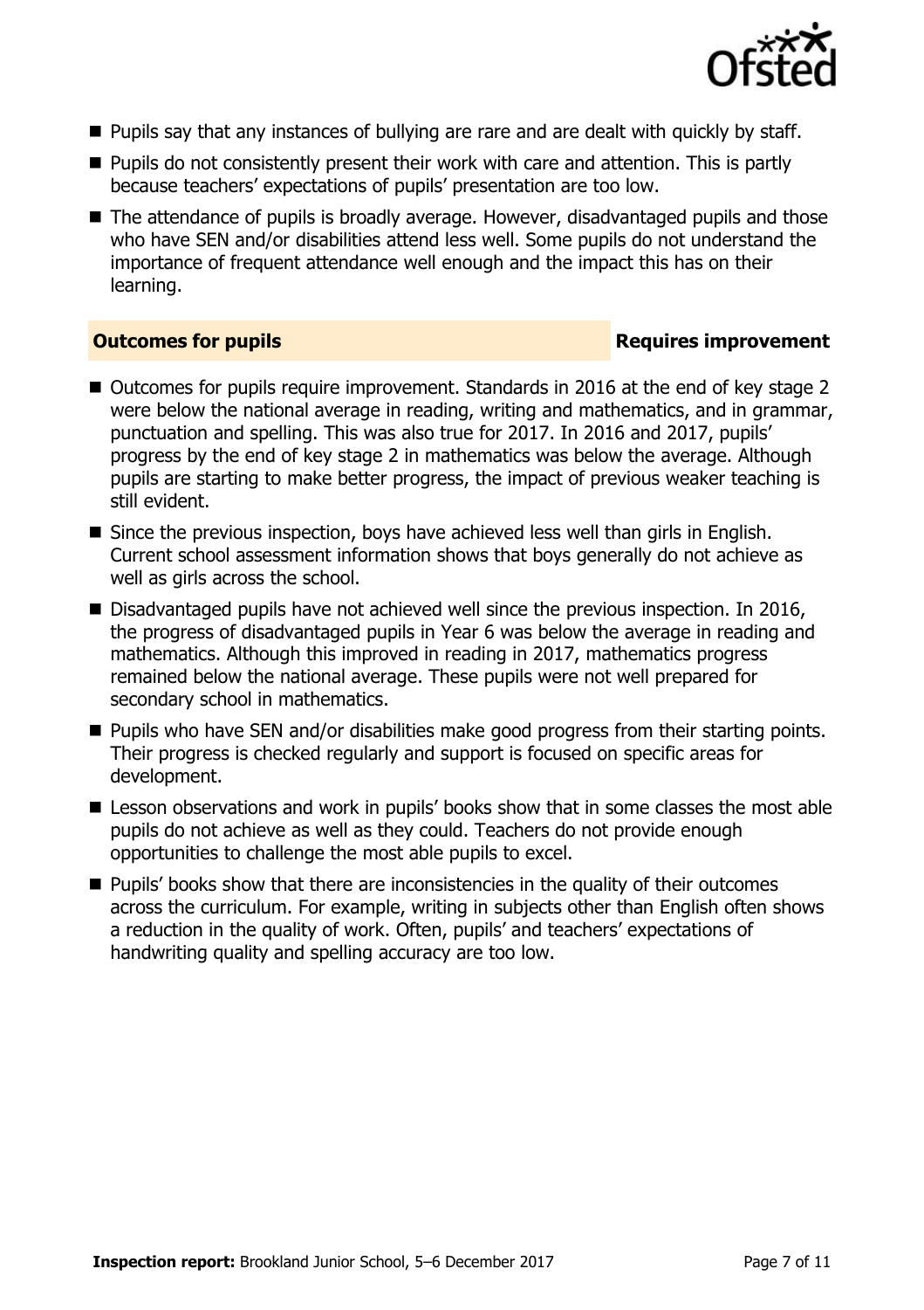- Pupils say that any instances of bullying are rare and are dealt with quickly by staff.
- Pupils do not consistently present their work with care and attention. This is partly because teachers' expectations of pupils' presentation are too low.
- The attendance of pupils is broadly average. However, disadvantaged pupils and those who have SEN and/or disabilities attend less well. Some pupils do not understand the importance of frequent attendance well enough and the impact this has on their learning.

## Outcomes for pupils — Requires improvement

- Outcomes for pupils require improvement. Standards in 2016 at the end of key stage 2 were below the national average in reading, writing and mathematics, and in grammar, punctuation and spelling. This was also true for 2017. In 2016 and 2017, pupils' progress by the end of key stage 2 in mathematics was below the average. Although pupils are starting to make better progress, the impact of previous weaker teaching is still evident.
- Since the previous inspection, boys have achieved less well than girls in English. Current school assessment information shows that boys generally do not achieve as well as girls across the school.
- Disadvantaged pupils have not achieved well since the previous inspection. In 2016, the progress of disadvantaged pupils in Year 6 was below the average in reading and mathematics. Although this improved in reading in 2017, mathematics progress remained below the national average. These pupils were not well prepared for secondary school in mathematics.
- Pupils who have SEN and/or disabilities make good progress from their starting points. Their progress is checked regularly and support is focused on specific areas for development.
- Lesson observations and work in pupils' books show that in some classes the most able pupils do not achieve as well as they could. Teachers do not provide enough opportunities to challenge the most able pupils to excel.
- Pupils' books show that there are inconsistencies in the quality of their outcomes across the curriculum. For example, writing in subjects other than English often shows a reduction in the quality of work. Often, pupils' and teachers' expectations of handwriting quality and spelling accuracy are too low.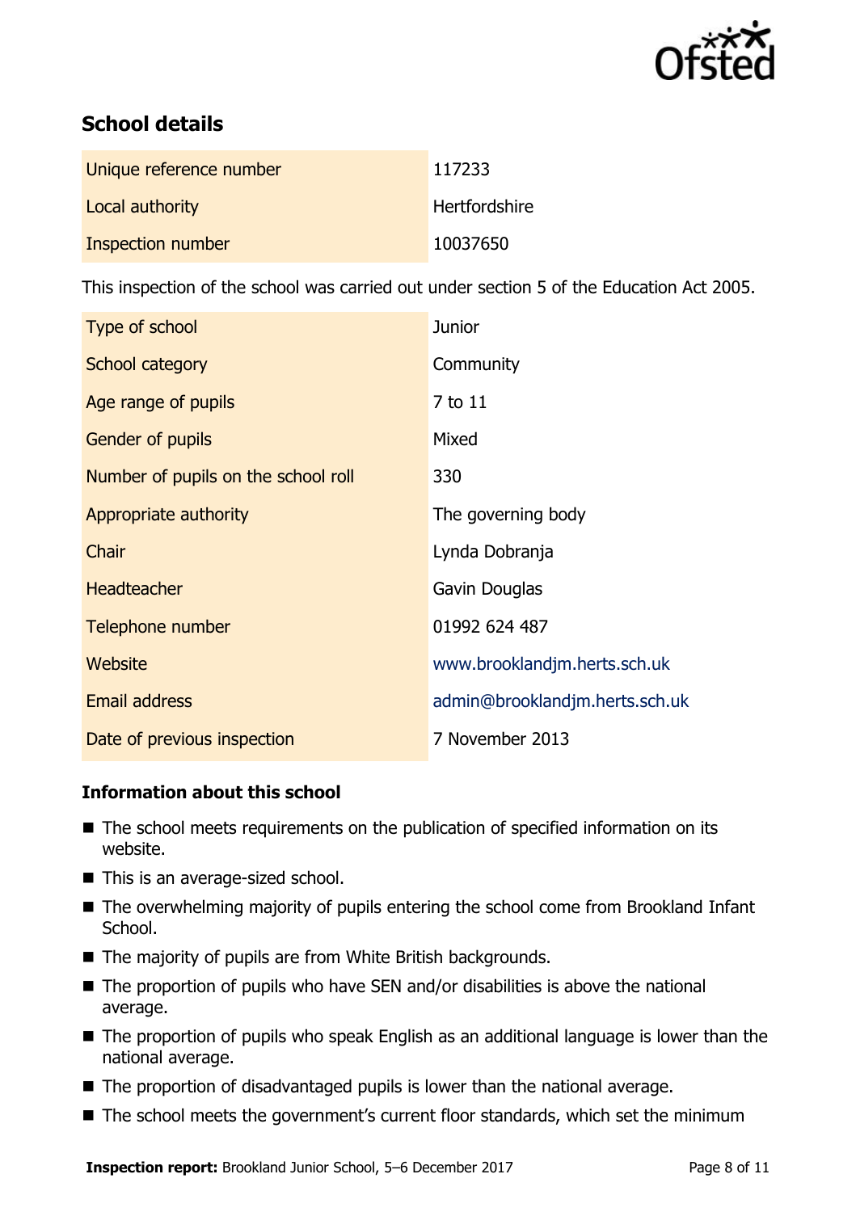## School details

| | |
|---|---|
| Unique reference number | 117233 |
| Local authority | Hertfordshire |
| Inspection number | 10037650 |

This inspection of the school was carried out under section 5 of the Education Act 2005.

| | |
|---|---|
| Type of school | Junior |
| School category | Community |
| Age range of pupils | 7 to 11 |
| Gender of pupils | Mixed |
| Number of pupils on the school roll | 330 |
| Appropriate authority | The governing body |
| Chair | Lynda Dobranja |
| Headteacher | Gavin Douglas |
| Telephone number | 01992 624 487 |
| Website | www.brooklandjm.herts.sch.uk |
| Email address | admin@brooklandjm.herts.sch.uk |
| Date of previous inspection | 7 November 2013 |

### Information about this school

- The school meets requirements on the publication of specified information on its website.
- This is an average-sized school.
- The overwhelming majority of pupils entering the school come from Brookland Infant School.
- The majority of pupils are from White British backgrounds.
- The proportion of pupils who have SEN and/or disabilities is above the national average.
- The proportion of pupils who speak English as an additional language is lower than the national average.
- The proportion of disadvantaged pupils is lower than the national average.
- The school meets the government's current floor standards, which set the minimum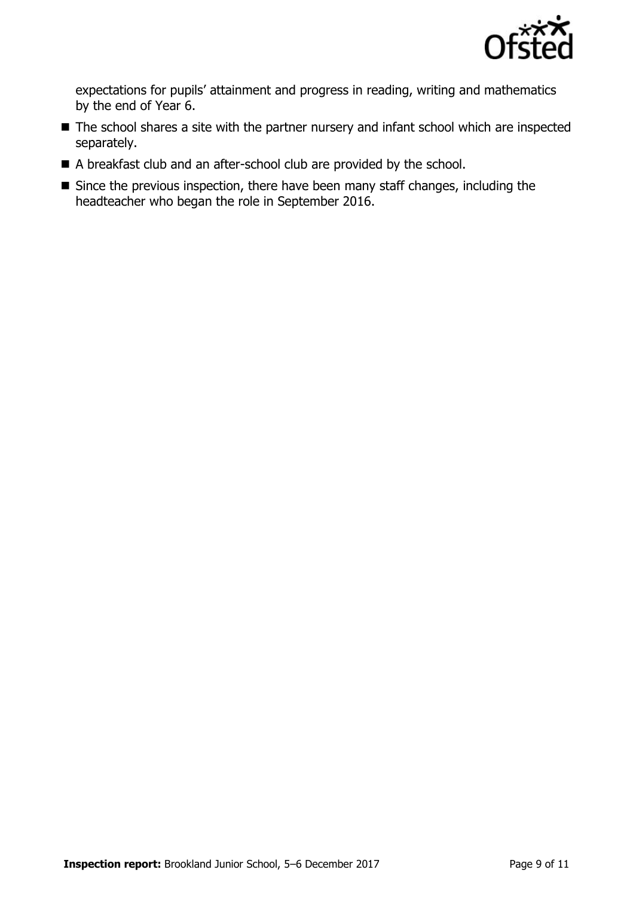expectations for pupils' attainment and progress in reading, writing and mathematics by the end of Year 6.

- The school shares a site with the partner nursery and infant school which are inspected separately.
- A breakfast club and an after-school club are provided by the school.
- Since the previous inspection, there have been many staff changes, including the headteacher who began the role in September 2016.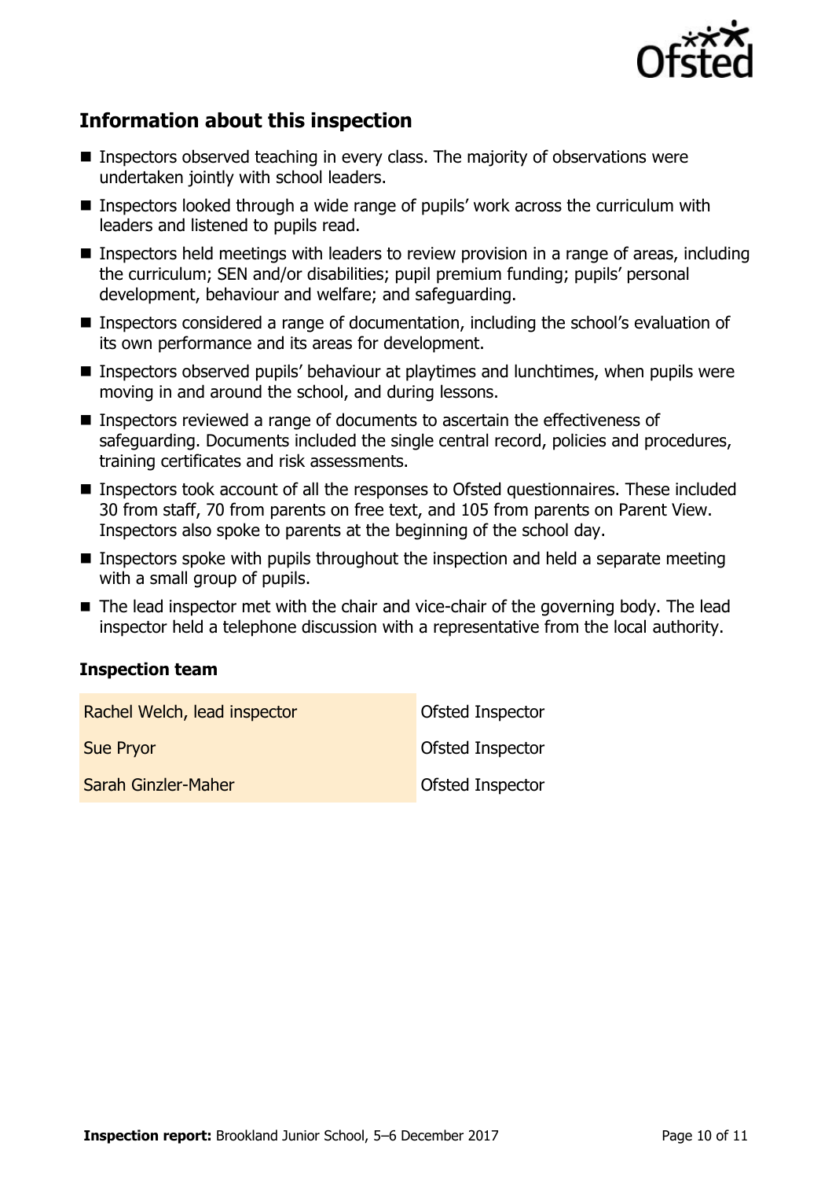## Information about this inspection

- Inspectors observed teaching in every class. The majority of observations were undertaken jointly with school leaders.
- Inspectors looked through a wide range of pupils' work across the curriculum with leaders and listened to pupils read.
- Inspectors held meetings with leaders to review provision in a range of areas, including the curriculum; SEN and/or disabilities; pupil premium funding; pupils' personal development, behaviour and welfare; and safeguarding.
- Inspectors considered a range of documentation, including the school's evaluation of its own performance and its areas for development.
- Inspectors observed pupils' behaviour at playtimes and lunchtimes, when pupils were moving in and around the school, and during lessons.
- Inspectors reviewed a range of documents to ascertain the effectiveness of safeguarding. Documents included the single central record, policies and procedures, training certificates and risk assessments.
- Inspectors took account of all the responses to Ofsted questionnaires. These included 30 from staff, 70 from parents on free text, and 105 from parents on Parent View. Inspectors also spoke to parents at the beginning of the school day.
- Inspectors spoke with pupils throughout the inspection and held a separate meeting with a small group of pupils.
- The lead inspector met with the chair and vice-chair of the governing body. The lead inspector held a telephone discussion with a representative from the local authority.

### Inspection team

| | |
|---|---|
| Rachel Welch, lead inspector | Ofsted Inspector |
| Sue Pryor | Ofsted Inspector |
| Sarah Ginzler-Maher | Ofsted Inspector |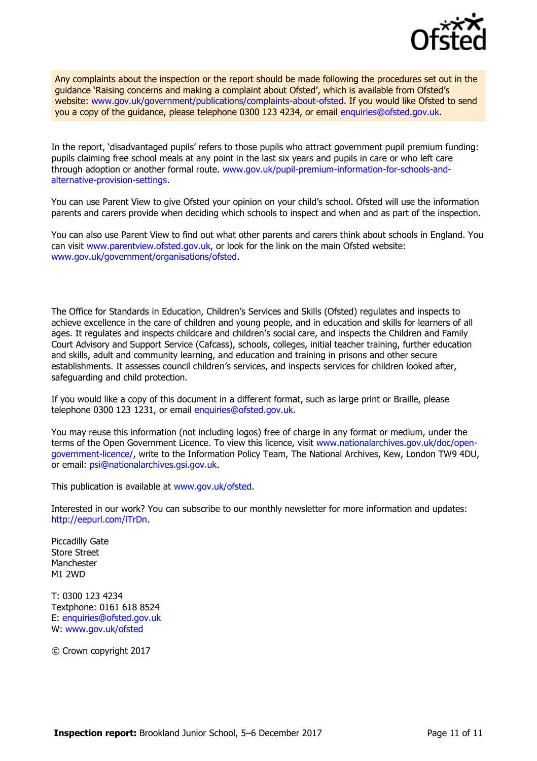Any complaints about the inspection or the report should be made following the procedures set out in the guidance 'Raising concerns and making a complaint about Ofsted', which is available from Ofsted's website: www.gov.uk/government/publications/complaints-about-ofsted. If you would like Ofsted to send you a copy of the guidance, please telephone 0300 123 4234, or email enquiries@ofsted.gov.uk.

In the report, 'disadvantaged pupils' refers to those pupils who attract government pupil premium funding: pupils claiming free school meals at any point in the last six years and pupils in care or who left care through adoption or another formal route. www.gov.uk/pupil-premium-information-for-schools-and-alternative-provision-settings.

You can use Parent View to give Ofsted your opinion on your child's school. Ofsted will use the information parents and carers provide when deciding which schools to inspect and when and as part of the inspection.

You can also use Parent View to find out what other parents and carers think about schools in England. You can visit www.parentview.ofsted.gov.uk, or look for the link on the main Ofsted website: www.gov.uk/government/organisations/ofsted.

The Office for Standards in Education, Children's Services and Skills (Ofsted) regulates and inspects to achieve excellence in the care of children and young people, and in education and skills for learners of all ages. It regulates and inspects childcare and children's social care, and inspects the Children and Family Court Advisory and Support Service (Cafcass), schools, colleges, initial teacher training, further education and skills, adult and community learning, and education and training in prisons and other secure establishments. It assesses council children's services, and inspects services for children looked after, safeguarding and child protection.

If you would like a copy of this document in a different format, such as large print or Braille, please telephone 0300 123 1231, or email enquiries@ofsted.gov.uk.

You may reuse this information (not including logos) free of charge in any format or medium, under the terms of the Open Government Licence. To view this licence, visit www.nationalarchives.gov.uk/doc/open-government-licence/, write to the Information Policy Team, The National Archives, Kew, London TW9 4DU, or email: psi@nationalarchives.gsi.gov.uk.

This publication is available at www.gov.uk/ofsted.

Interested in our work? You can subscribe to our monthly newsletter for more information and updates: http://eepurl.com/iTrDn.

Piccadilly Gate
Store Street
Manchester
M1 2WD

T: 0300 123 4234
Textphone: 0161 618 8524
E: enquiries@ofsted.gov.uk
W: www.gov.uk/ofsted

© Crown copyright 2017